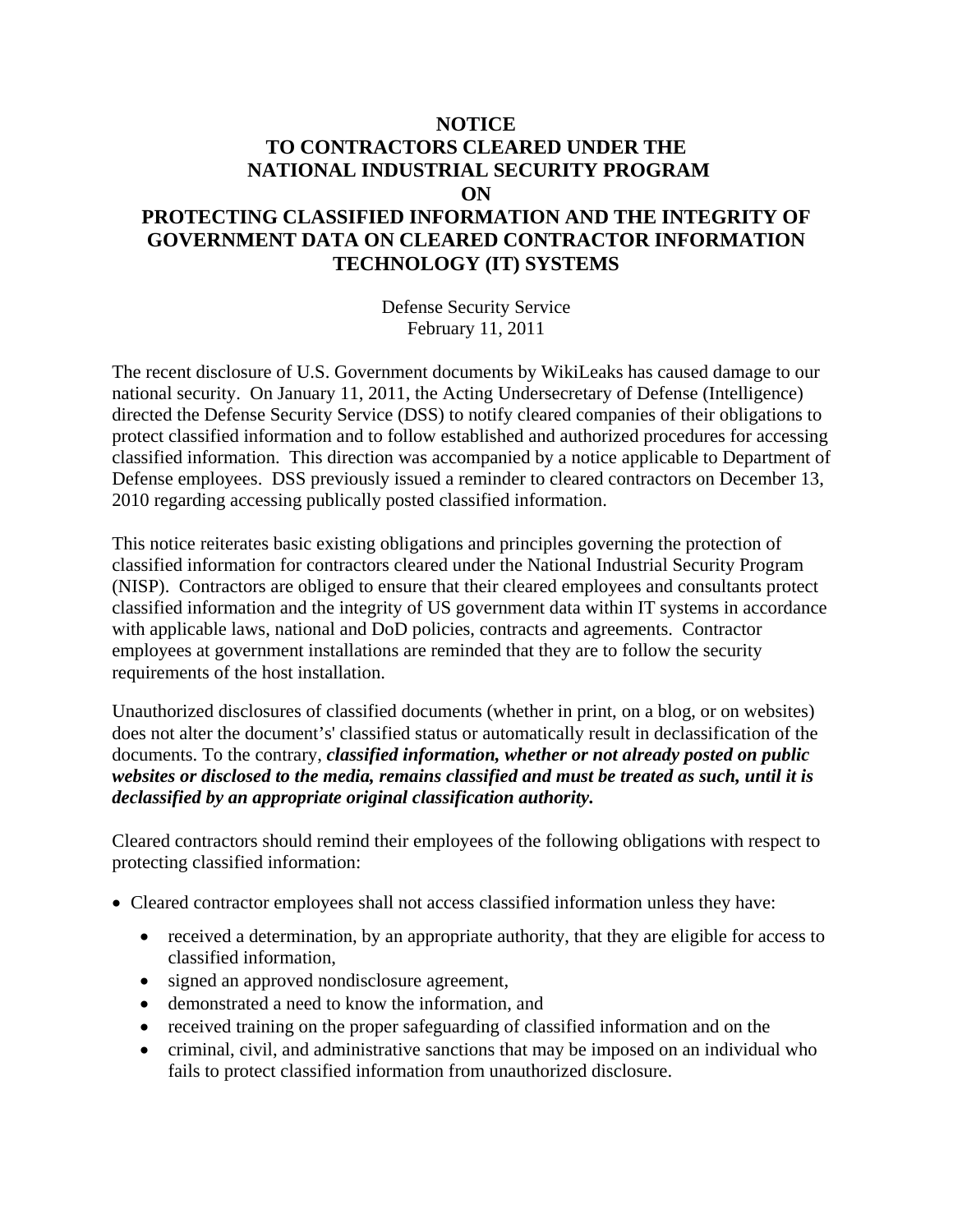# NOTICE
# TO CONTRACTORS CLEARED UNDER THE NATIONAL INDUSTRIAL SECURITY PROGRAM
# ON
# PROTECTING CLASSIFIED INFORMATION AND THE INTEGRITY OF GOVERNMENT DATA ON CLEARED CONTRACTOR INFORMATION TECHNOLOGY (IT) SYSTEMS

Defense Security Service
February 11, 2011

The recent disclosure of U.S. Government documents by WikiLeaks has caused damage to our national security. On January 11, 2011, the Acting Undersecretary of Defense (Intelligence) directed the Defense Security Service (DSS) to notify cleared companies of their obligations to protect classified information and to follow established and authorized procedures for accessing classified information. This direction was accompanied by a notice applicable to Department of Defense employees. DSS previously issued a reminder to cleared contractors on December 13, 2010 regarding accessing publically posted classified information.

This notice reiterates basic existing obligations and principles governing the protection of classified information for contractors cleared under the National Industrial Security Program (NISP). Contractors are obliged to ensure that their cleared employees and consultants protect classified information and the integrity of US government data within IT systems in accordance with applicable laws, national and DoD policies, contracts and agreements. Contractor employees at government installations are reminded that they are to follow the security requirements of the host installation.

Unauthorized disclosures of classified documents (whether in print, on a blog, or on websites) does not alter the document's' classified status or automatically result in declassification of the documents. To the contrary, ***classified information, whether or not already posted on public websites or disclosed to the media, remains classified and must be treated as such, until it is declassified by an appropriate original classification authority.***

Cleared contractors should remind their employees of the following obligations with respect to protecting classified information:

- Cleared contractor employees shall not access classified information unless they have:
  - received a determination, by an appropriate authority, that they are eligible for access to classified information,
  - signed an approved nondisclosure agreement,
  - demonstrated a need to know the information, and
  - received training on the proper safeguarding of classified information and on the
  - criminal, civil, and administrative sanctions that may be imposed on an individual who fails to protect classified information from unauthorized disclosure.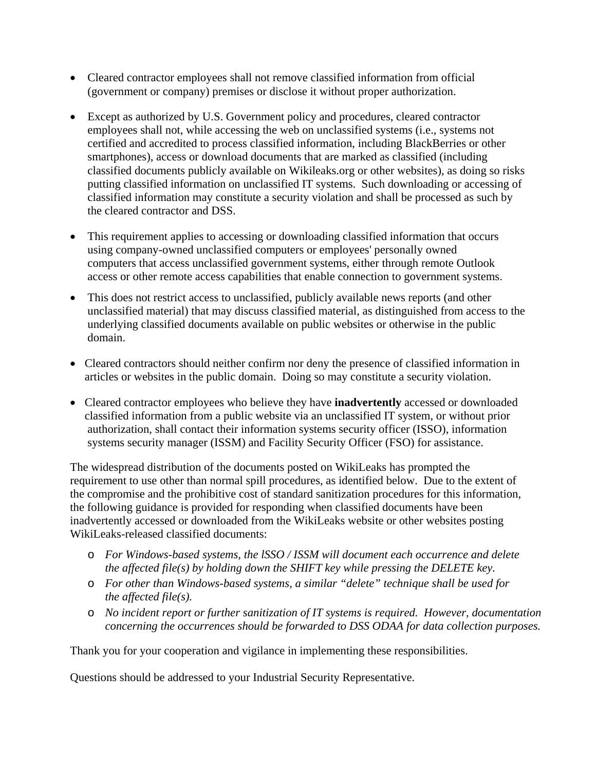- Cleared contractor employees shall not remove classified information from official (government or company) premises or disclose it without proper authorization.

- Except as authorized by U.S. Government policy and procedures, cleared contractor employees shall not, while accessing the web on unclassified systems (i.e., systems not certified and accredited to process classified information, including BlackBerries or other smartphones), access or download documents that are marked as classified (including classified documents publicly available on Wikileaks.org or other websites), as doing so risks putting classified information on unclassified IT systems. Such downloading or accessing of classified information may constitute a security violation and shall be processed as such by the cleared contractor and DSS.

- This requirement applies to accessing or downloading classified information that occurs using company-owned unclassified computers or employees' personally owned computers that access unclassified government systems, either through remote Outlook access or other remote access capabilities that enable connection to government systems.

- This does not restrict access to unclassified, publicly available news reports (and other unclassified material) that may discuss classified material, as distinguished from access to the underlying classified documents available on public websites or otherwise in the public domain.

- Cleared contractors should neither confirm nor deny the presence of classified information in articles or websites in the public domain. Doing so may constitute a security violation.

- Cleared contractor employees who believe they have **inadvertently** accessed or downloaded classified information from a public website via an unclassified IT system, or without prior authorization, shall contact their information systems security officer (ISSO), information systems security manager (ISSM) and Facility Security Officer (FSO) for assistance.

The widespread distribution of the documents posted on WikiLeaks has prompted the requirement to use other than normal spill procedures, as identified below. Due to the extent of the compromise and the prohibitive cost of standard sanitization procedures for this information, the following guidance is provided for responding when classified documents have been inadvertently accessed or downloaded from the WikiLeaks website or other websites posting WikiLeaks-released classified documents:

- *For Windows-based systems, the lSSO / ISSM will document each occurrence and delete the affected file(s) by holding down the SHIFT key while pressing the DELETE key.*
- *For other than Windows-based systems, a similar "delete" technique shall be used for the affected file(s).*
- *No incident report or further sanitization of IT systems is required. However, documentation concerning the occurrences should be forwarded to DSS ODAA for data collection purposes.*

Thank you for your cooperation and vigilance in implementing these responsibilities.

Questions should be addressed to your Industrial Security Representative.